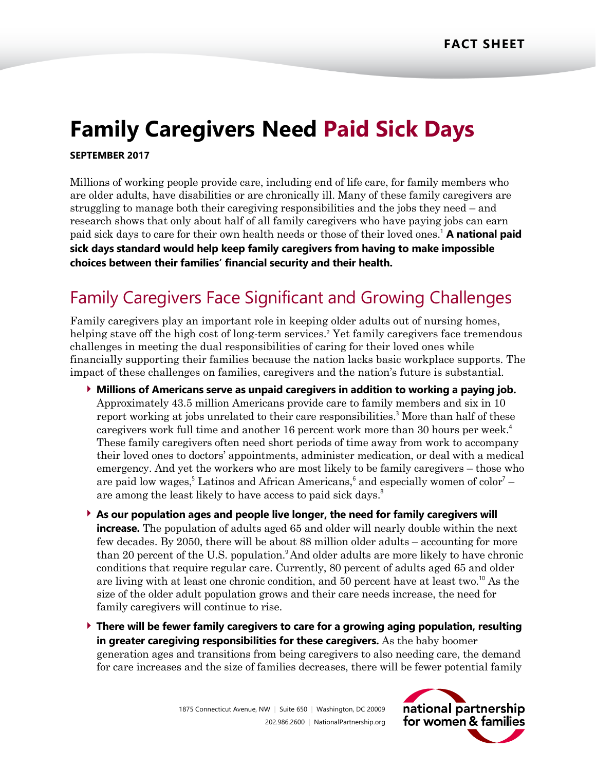FACT SHEET

# Family Caregivers Need Paid Sick Days

**SEPTEMBER 2017**

Millions of working people provide care, including end of life care, for family members who are older adults, have disabilities or are chronically ill. Many of these family caregivers are struggling to manage both their caregiving responsibilities and the jobs they need – and research shows that only about half of all family caregivers who have paying jobs can earn paid sick days to care for their own health needs or those of their loved ones.[1] **A national paid sick days standard would help keep family caregivers from having to make impossible choices between their families' financial security and their health.**

## Family Caregivers Face Significant and Growing Challenges

Family caregivers play an important role in keeping older adults out of nursing homes, helping stave off the high cost of long-term services.[2] Yet family caregivers face tremendous challenges in meeting the dual responsibilities of caring for their loved ones while financially supporting their families because the nation lacks basic workplace supports. The impact of these challenges on families, caregivers and the nation's future is substantial.

- **Millions of Americans serve as unpaid caregivers in addition to working a paying job.** Approximately 43.5 million Americans provide care to family members and six in 10 report working at jobs unrelated to their care responsibilities.[3] More than half of these caregivers work full time and another 16 percent work more than 30 hours per week.[4] These family caregivers often need short periods of time away from work to accompany their loved ones to doctors' appointments, administer medication, or deal with a medical emergency. And yet the workers who are most likely to be family caregivers – those who are paid low wages,[5] Latinos and African Americans,[6] and especially women of color[7] – are among the least likely to have access to paid sick days.[8]
- **As our population ages and people live longer, the need for family caregivers will increase.** The population of adults aged 65 and older will nearly double within the next few decades. By 2050, there will be about 88 million older adults – accounting for more than 20 percent of the U.S. population.[9] And older adults are more likely to have chronic conditions that require regular care. Currently, 80 percent of adults aged 65 and older are living with at least one chronic condition, and 50 percent have at least two.[10] As the size of the older adult population grows and their care needs increase, the need for family caregivers will continue to rise.
- **There will be fewer family caregivers to care for a growing aging population, resulting in greater caregiving responsibilities for these caregivers.** As the baby boomer generation ages and transitions from being caregivers to also needing care, the demand for care increases and the size of families decreases, there will be fewer potential family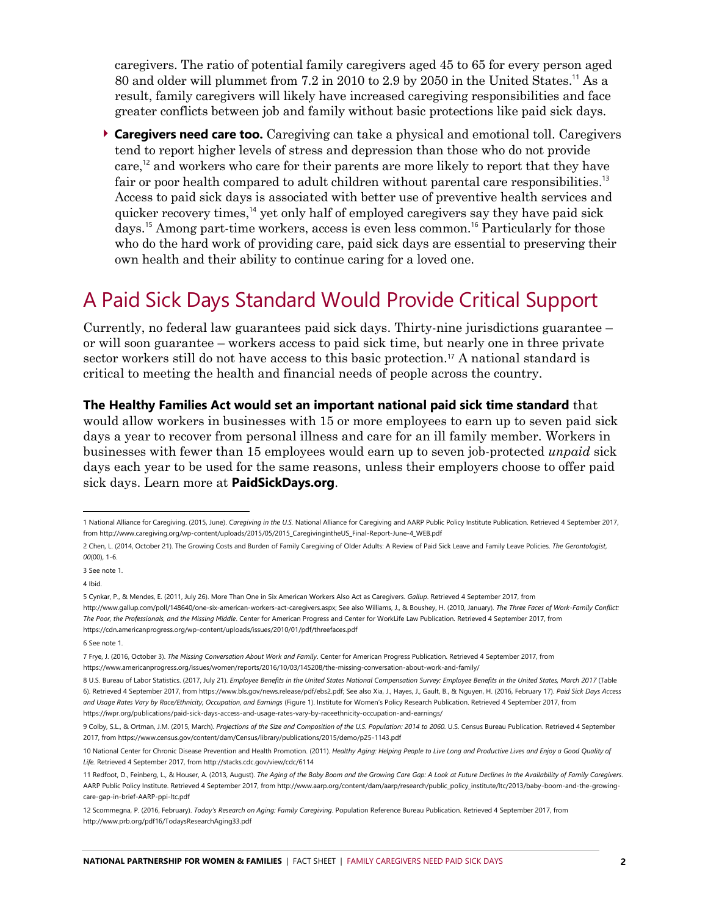caregivers. The ratio of potential family caregivers aged 45 to 65 for every person aged 80 and older will plummet from 7.2 in 2010 to 2.9 by 2050 in the United States.[11] As a result, family caregivers will likely have increased caregiving responsibilities and face greater conflicts between job and family without basic protections like paid sick days.

- **Caregivers need care too.** Caregiving can take a physical and emotional toll. Caregivers tend to report higher levels of stress and depression than those who do not provide care,[12] and workers who care for their parents are more likely to report that they have fair or poor health compared to adult children without parental care responsibilities.[13] Access to paid sick days is associated with better use of preventive health services and quicker recovery times,[14] yet only half of employed caregivers say they have paid sick days.[15] Among part-time workers, access is even less common.[16] Particularly for those who do the hard work of providing care, paid sick days are essential to preserving their own health and their ability to continue caring for a loved one.

## A Paid Sick Days Standard Would Provide Critical Support

Currently, no federal law guarantees paid sick days. Thirty-nine jurisdictions guarantee – or will soon guarantee – workers access to paid sick time, but nearly one in three private sector workers still do not have access to this basic protection.[17] A national standard is critical to meeting the health and financial needs of people across the country.

**The Healthy Families Act would set an important national paid sick time standard** that would allow workers in businesses with 15 or more employees to earn up to seven paid sick days a year to recover from personal illness and care for an ill family member. Workers in businesses with fewer than 15 employees would earn up to seven job-protected *unpaid* sick days each year to be used for the same reasons, unless their employers choose to offer paid sick days. Learn more at **PaidSickDays.org**.

---

1 National Alliance for Caregiving. (2015, June). *Caregiving in the U.S.* National Alliance for Caregiving and AARP Public Policy Institute Publication. Retrieved 4 September 2017, from http://www.caregiving.org/wp-content/uploads/2015/05/2015_CaregivingintheUS_Final-Report-June-4_WEB.pdf

2 Chen, L. (2014, October 21). The Growing Costs and Burden of Family Caregiving of Older Adults: A Review of Paid Sick Leave and Family Leave Policies. *The Gerontologist, 00*(00), 1-6.

3 See note 1.

4 Ibid.

5 Cynkar, P., & Mendes, E. (2011, July 26). More Than One in Six American Workers Also Act as Caregivers. *Gallup*. Retrieved 4 September 2017, from http://www.gallup.com/poll/148640/one-six-american-workers-act-caregivers.aspx; See also Williams, J., & Boushey, H. (2010, January). *The Three Faces of Work-Family Conflict: The Poor, the Professionals, and the Missing Middle*. Center for American Progress and Center for WorkLife Law Publication. Retrieved 4 September 2017, from https://cdn.americanprogress.org/wp-content/uploads/issues/2010/01/pdf/threefaces.pdf

6 See note 1.

7 Frye, J. (2016, October 3). *The Missing Conversation About Work and Family*. Center for American Progress Publication. Retrieved 4 September 2017, from https://www.americanprogress.org/issues/women/reports/2016/10/03/145208/the-missing-conversation-about-work-and-family/

8 U.S. Bureau of Labor Statistics. (2017, July 21). *Employee Benefits in the United States National Compensation Survey: Employee Benefits in the United States, March 2017* (Table 6). Retrieved 4 September 2017, from https://www.bls.gov/news.release/pdf/ebs2.pdf; See also Xia, J., Hayes, J., Gault, B., & Nguyen, H. (2016, February 17). *Paid Sick Days Access and Usage Rates Vary by Race/Ethnicity, Occupation, and Earnings* (Figure 1). Institute for Women's Policy Research Publication. Retrieved 4 September 2017, from https://iwpr.org/publications/paid-sick-days-access-and-usage-rates-vary-by-raceethnicity-occupation-and-earnings/

9 Colby, S.L., & Ortman, J.M. (2015, March). *Projections of the Size and Composition of the U.S. Population: 2014 to 2060*. U.S. Census Bureau Publication. Retrieved 4 September 2017, from https://www.census.gov/content/dam/Census/library/publications/2015/demo/p25-1143.pdf

10 National Center for Chronic Disease Prevention and Health Promotion. (2011). *Healthy Aging: Helping People to Live Long and Productive Lives and Enjoy a Good Quality of Life.* Retrieved 4 September 2017, from http://stacks.cdc.gov/view/cdc/6114

11 Redfoot, D., Feinberg, L., & Houser, A. (2013, August). *The Aging of the Baby Boom and the Growing Care Gap: A Look at Future Declines in the Availability of Family Caregivers*. AARP Public Policy Institute. Retrieved 4 September 2017, from http://www.aarp.org/content/dam/aarp/research/public_policy_institute/ltc/2013/baby-boom-and-the-growing-care-gap-in-brief-AARP-ppi-ltc.pdf

12 Scommegna, P. (2016, February). *Today's Research on Aging: Family Caregiving*. Population Reference Bureau Publication. Retrieved 4 September 2017, from http://www.prb.org/pdf16/TodaysResearchAging33.pdf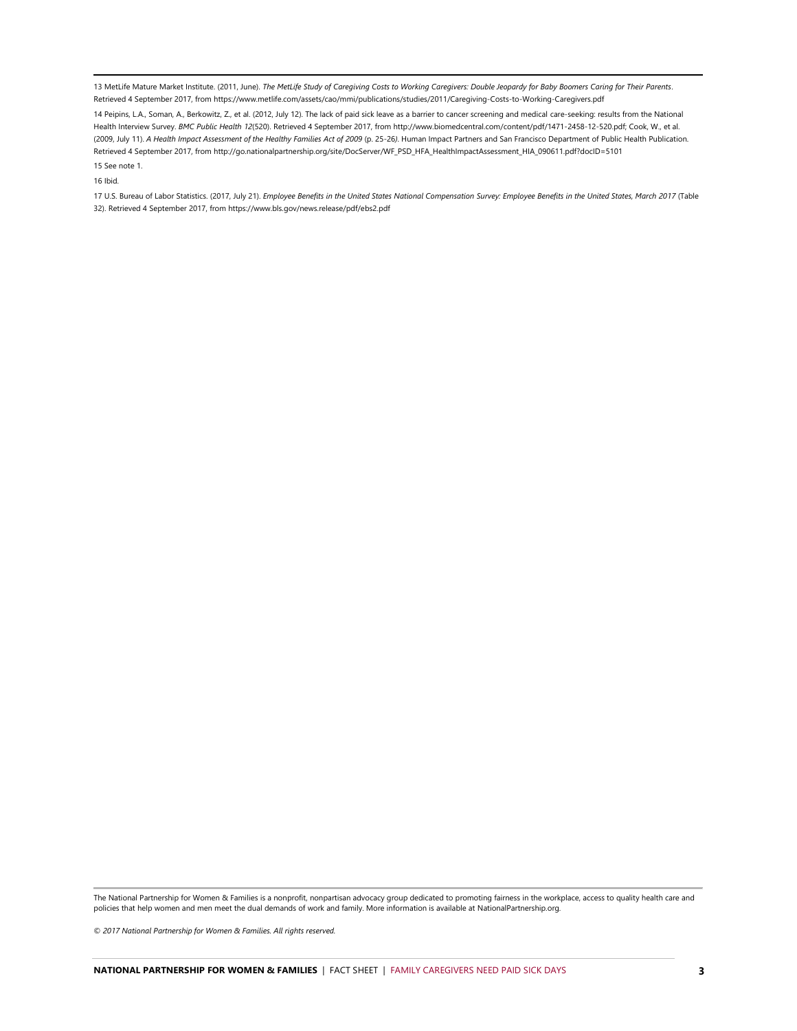13 MetLife Mature Market Institute. (2011, June). *The MetLife Study of Caregiving Costs to Working Caregivers: Double Jeopardy for Baby Boomers Caring for Their Parents*. Retrieved 4 September 2017, from https://www.metlife.com/assets/cao/mmi/publications/studies/2011/Caregiving-Costs-to-Working-Caregivers.pdf

14 Peipins, L.A., Soman, A., Berkowitz, Z., et al. (2012, July 12). The lack of paid sick leave as a barrier to cancer screening and medical care-seeking: results from the National Health Interview Survey. *BMC Public Health 12*(520). Retrieved 4 September 2017, from http://www.biomedcentral.com/content/pdf/1471-2458-12-520.pdf; Cook, W., et al. (2009, July 11). *A Health Impact Assessment of the Healthy Families Act of 2009* (p. 25-26*)*. Human Impact Partners and San Francisco Department of Public Health Publication. Retrieved 4 September 2017, from http://go.nationalpartnership.org/site/DocServer/WF_PSD_HFA_HealthImpactAssessment_HIA_090611.pdf?docID=5101

15 See note 1.

16 Ibid.

17 U.S. Bureau of Labor Statistics. (2017, July 21). *Employee Benefits in the United States National Compensation Survey: Employee Benefits in the United States, March 2017* (Table 32). Retrieved 4 September 2017, from https://www.bls.gov/news.release/pdf/ebs2.pdf

The National Partnership for Women & Families is a nonprofit, nonpartisan advocacy group dedicated to promoting fairness in the workplace, access to quality health care and policies that help women and men meet the dual demands of work and family. More information is available at NationalPartnership.org.

*© 2017 National Partnership for Women & Families. All rights reserved.*